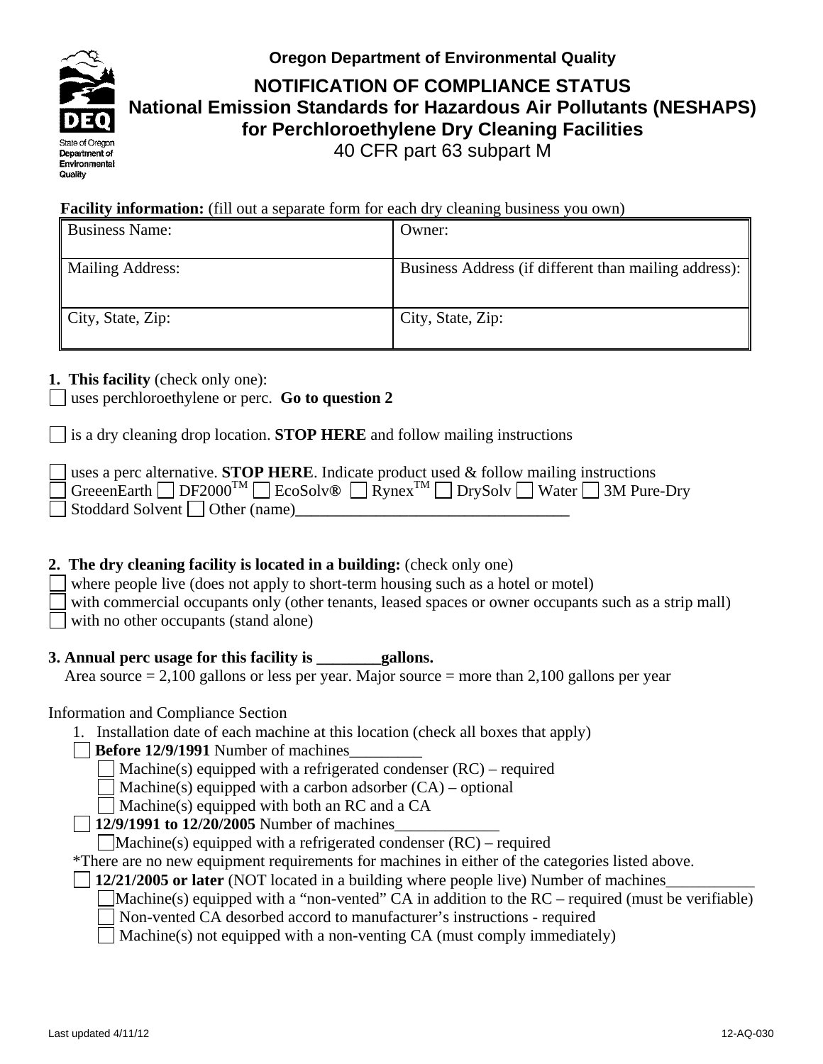Oregon Department of Environmental Quality

# NOTIFICATION OF COMPLIANCE STATUS
## National Emission Standards for Hazardous Air Pollutants (NESHAPS) for Perchloroethylene Dry Cleaning Facilities
40 CFR part 63 subpart M

**Facility information:** (fill out a separate form for each dry cleaning business you own)

| Business Name: | Owner: |
|---|---|
| Mailing Address: | Business Address (if different than mailing address): |
| City, State, Zip: | City, State, Zip: |

**1. This facility** (check only one):

☐ uses perchloroethylene or perc. **Go to question 2**

☐ is a dry cleaning drop location. **STOP HERE** and follow mailing instructions

☐ uses a perc alternative. **STOP HERE**. Indicate product used & follow mailing instructions
☐ GreeenEarth ☐ DF2000™ ☐ EcoSolv® ☐ Rynex™ ☐ DrySolv ☐ Water ☐ 3M Pure-Dry
☐ Stoddard Solvent ☐ Other (name)___________________________________

**2. The dry cleaning facility is located in a building:** (check only one)

☐ where people live (does not apply to short-term housing such as a hotel or motel)
☐ with commercial occupants only (other tenants, leased spaces or owner occupants such as a strip mall)
☐ with no other occupants (stand alone)

**3. Annual perc usage for this facility is ________gallons.**
Area source = 2,100 gallons or less per year. Major source = more than 2,100 gallons per year

Information and Compliance Section

1. Installation date of each machine at this location (check all boxes that apply)
   - ☐ **Before 12/9/1991** Number of machines_________
     - ☐ Machine(s) equipped with a refrigerated condenser (RC) – required
     - ☐ Machine(s) equipped with a carbon adsorber (CA) – optional
     - ☐ Machine(s) equipped with both an RC and a CA
   - ☐ **12/9/1991 to 12/20/2005** Number of machines_____________
     - ☐ Machine(s) equipped with a refrigerated condenser (RC) – required

   *There are no new equipment requirements for machines in either of the categories listed above.

   - ☐ **12/21/2005 or later** (NOT located in a building where people live) Number of machines___________
     - ☐ Machine(s) equipped with a "non-vented" CA in addition to the RC – required (must be verifiable)
     - ☐ Non-vented CA desorbed accord to manufacturer's instructions - required
     - ☐ Machine(s) not equipped with a non-venting CA (must comply immediately)

Last updated 4/11/12 12-AQ-030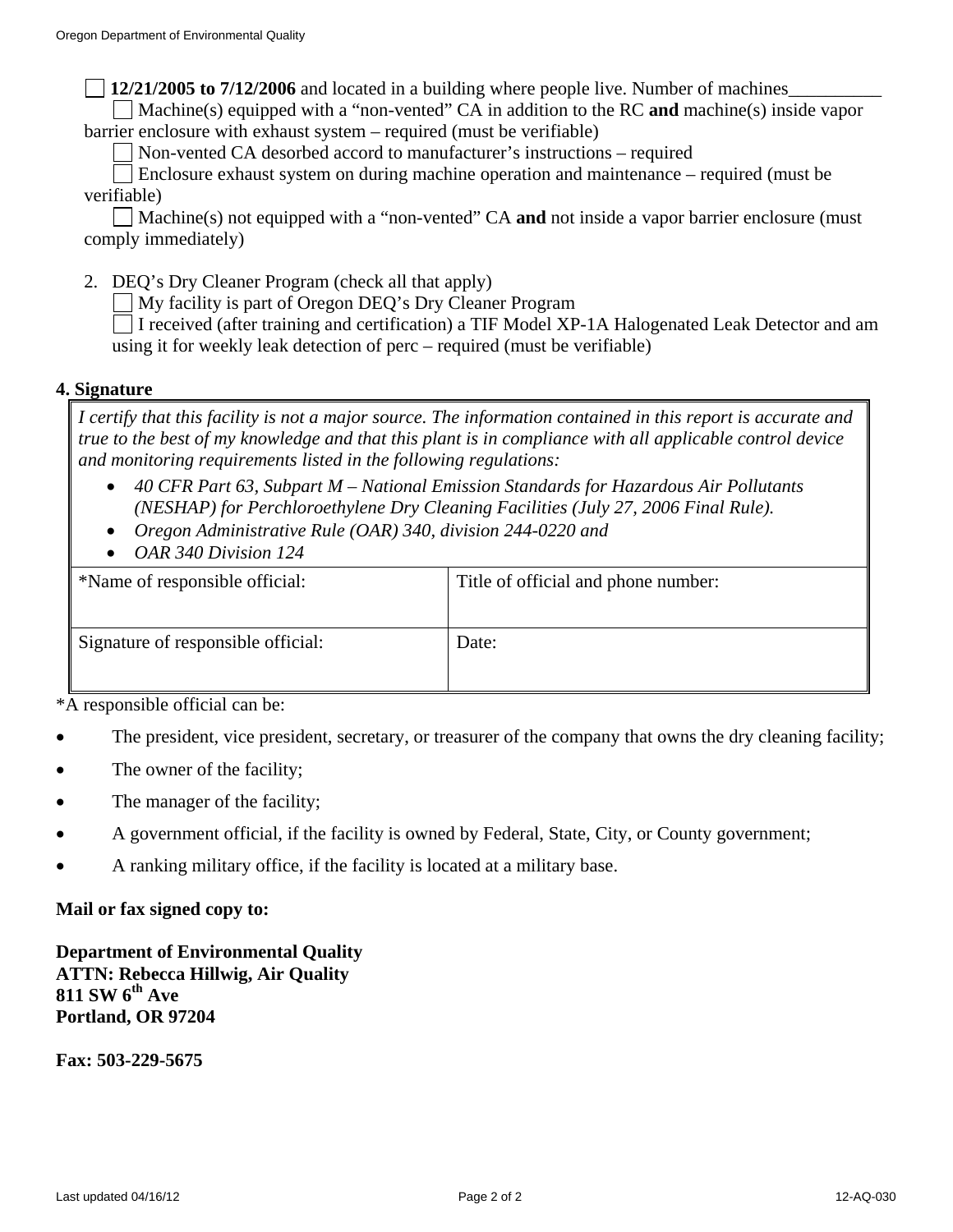☐ **12/21/2005 to 7/12/2006** and located in a building where people live. Number of machines__________

☐ Machine(s) equipped with a "non-vented" CA in addition to the RC **and** machine(s) inside vapor barrier enclosure with exhaust system – required (must be verifiable)

☐ Non-vented CA desorbed accord to manufacturer's instructions – required

☐ Enclosure exhaust system on during machine operation and maintenance – required (must be verifiable)

☐ Machine(s) not equipped with a "non-vented" CA **and** not inside a vapor barrier enclosure (must comply immediately)

2. DEQ's Dry Cleaner Program (check all that apply)

   ☐ My facility is part of Oregon DEQ's Dry Cleaner Program

   ☐ I received (after training and certification) a TIF Model XP-1A Halogenated Leak Detector and am using it for weekly leak detection of perc – required (must be verifiable)

**4. Signature**

*I certify that this facility is not a major source. The information contained in this report is accurate and true to the best of my knowledge and that this plant is in compliance with all applicable control device and monitoring requirements listed in the following regulations:*

- *40 CFR Part 63, Subpart M – National Emission Standards for Hazardous Air Pollutants (NESHAP) for Perchloroethylene Dry Cleaning Facilities (July 27, 2006 Final Rule).*
- *Oregon Administrative Rule (OAR) 340, division 244-0220 and*
- *OAR 340 Division 124*

| | |
|---|---|
| *Name of responsible official: | Title of official and phone number: |
| Signature of responsible official: | Date: |

*A responsible official can be:

- The president, vice president, secretary, or treasurer of the company that owns the dry cleaning facility;
- The owner of the facility;
- The manager of the facility;
- A government official, if the facility is owned by Federal, State, City, or County government;
- A ranking military office, if the facility is located at a military base.

**Mail or fax signed copy to:**

**Department of Environmental Quality**
**ATTN: Rebecca Hillwig, Air Quality**
**811 SW 6th Ave**
**Portland, OR 97204**

**Fax: 503-229-5675**